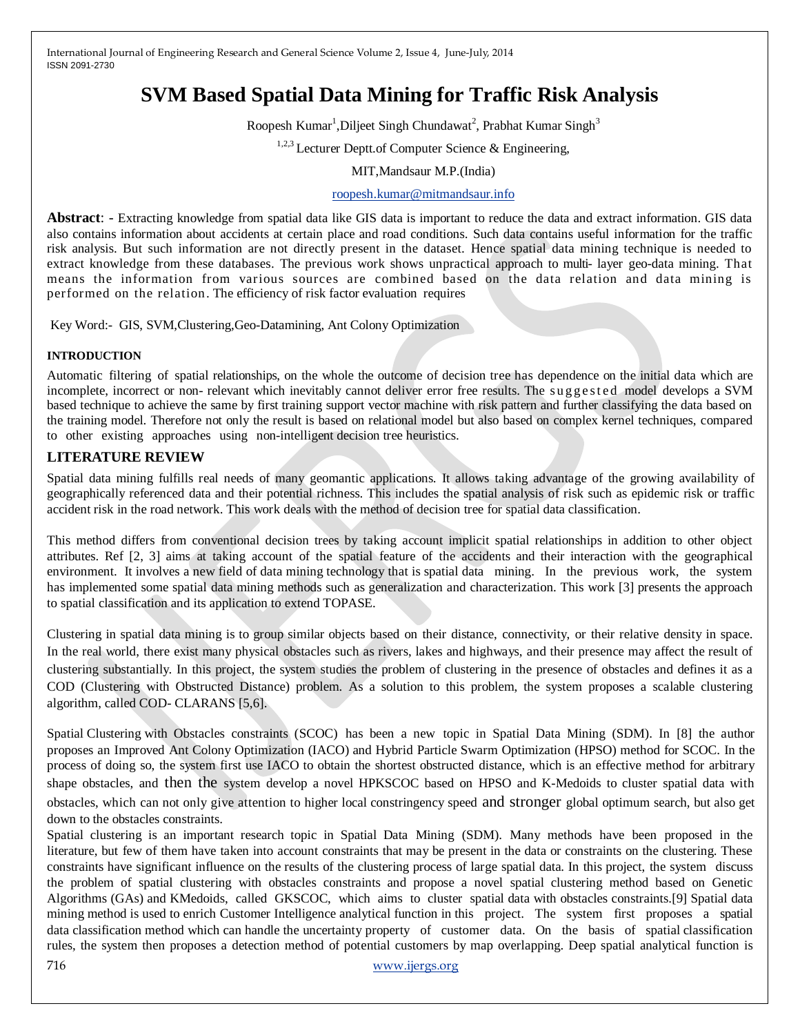# SVM Based Spatial Data Mining for Traffic Risk Analysis

Roopesh Kumar[1], Diljeet Singh Chundawat[2], Prabhat Kumar Singh[3]

[1,2,3] Lecturer Deptt.of Computer Science & Engineering,

MIT,Mandsaur M.P.(India)

roopesh.kumar@mitmandsaur.info

**Abstract**: - Extracting knowledge from spatial data like GIS data is important to reduce the data and extract information. GIS data also contains information about accidents at certain place and road conditions. Such data contains useful information for the traffic risk analysis. But such information are not directly present in the dataset. Hence spatial data mining technique is needed to extract knowledge from these databases. The previous work shows unpractical approach to multi- layer geo-data mining. That means the information from various sources are combined based on the data relation and data mining is performed on the relation. The efficiency of risk factor evaluation requires

Key Word:- GIS, SVM,Clustering,Geo-Datamining, Ant Colony Optimization

## INTRODUCTION

Automatic filtering of spatial relationships, on the whole the outcome of decision tree has dependence on the initial data which are incomplete, incorrect or non- relevant which inevitably cannot deliver error free results. The suggested model develops a SVM based technique to achieve the same by first training support vector machine with risk pattern and further classifying the data based on the training model. Therefore not only the result is based on relational model but also based on complex kernel techniques, compared to other existing approaches using non-intelligent decision tree heuristics.

## LITERATURE REVIEW

Spatial data mining fulfills real needs of many geomantic applications. It allows taking advantage of the growing availability of geographically referenced data and their potential richness. This includes the spatial analysis of risk such as epidemic risk or traffic accident risk in the road network. This work deals with the method of decision tree for spatial data classification.

This method differs from conventional decision trees by taking account implicit spatial relationships in addition to other object attributes. Ref [2, 3] aims at taking account of the spatial feature of the accidents and their interaction with the geographical environment. It involves a new field of data mining technology that is spatial data mining. In the previous work, the system has implemented some spatial data mining methods such as generalization and characterization. This work [3] presents the approach to spatial classification and its application to extend TOPASE.

Clustering in spatial data mining is to group similar objects based on their distance, connectivity, or their relative density in space. In the real world, there exist many physical obstacles such as rivers, lakes and highways, and their presence may affect the result of clustering substantially. In this project, the system studies the problem of clustering in the presence of obstacles and defines it as a COD (Clustering with Obstructed Distance) problem. As a solution to this problem, the system proposes a scalable clustering algorithm, called COD- CLARANS [5,6].

Spatial Clustering with Obstacles constraints (SCOC) has been a new topic in Spatial Data Mining (SDM). In [8] the author proposes an Improved Ant Colony Optimization (IACO) and Hybrid Particle Swarm Optimization (HPSO) method for SCOC. In the process of doing so, the system first use IACO to obtain the shortest obstructed distance, which is an effective method for arbitrary shape obstacles, and then the system develop a novel HPKSCOC based on HPSO and K-Medoids to cluster spatial data with obstacles, which can not only give attention to higher local constringency speed and stronger global optimum search, but also get down to the obstacles constraints.

Spatial clustering is an important research topic in Spatial Data Mining (SDM). Many methods have been proposed in the literature, but few of them have taken into account constraints that may be present in the data or constraints on the clustering. These constraints have significant influence on the results of the clustering process of large spatial data. In this project, the system discuss the problem of spatial clustering with obstacles constraints and propose a novel spatial clustering method based on Genetic Algorithms (GAs) and KMedoids, called GKSCOC, which aims to cluster spatial data with obstacles constraints.[9] Spatial data mining method is used to enrich Customer Intelligence analytical function in this project. The system first proposes a spatial data classification method which can handle the uncertainty property of customer data. On the basis of spatial classification rules, the system then proposes a detection method of potential customers by map overlapping. Deep spatial analytical function is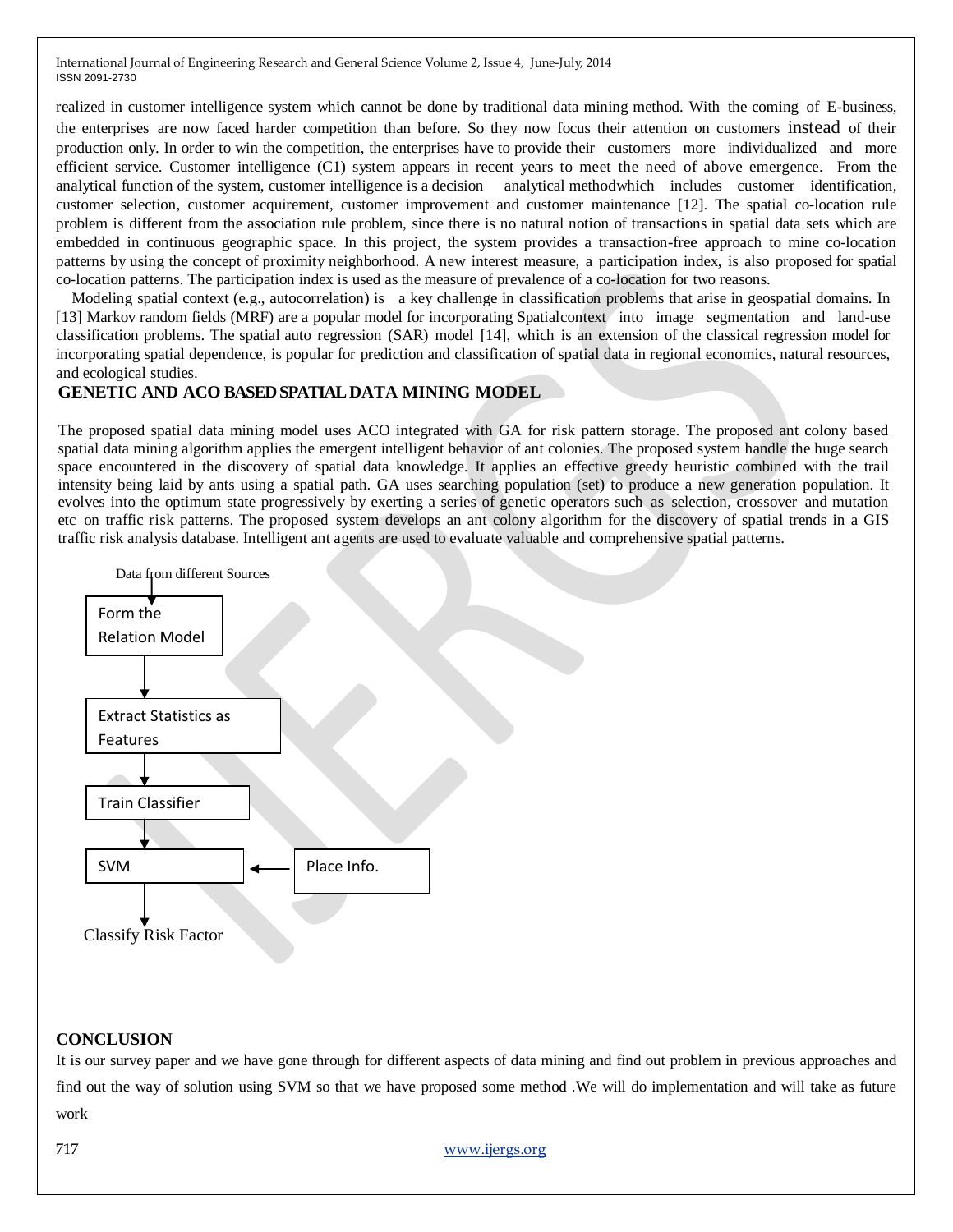realized in customer intelligence system which cannot be done by traditional data mining method. With the coming of E-business, the enterprises are now faced harder competition than before. So they now focus their attention on customers instead of their production only. In order to win the competition, the enterprises have to provide their customers more individualized and more efficient service. Customer intelligence (C1) system appears in recent years to meet the need of above emergence. From the analytical function of the system, customer intelligence is a decision analytical methodwhich includes customer identification, customer selection, customer acquirement, customer improvement and customer maintenance [12]. The spatial co-location rule problem is different from the association rule problem, since there is no natural notion of transactions in spatial data sets which are embedded in continuous geographic space. In this project, the system provides a transaction-free approach to mine co-location patterns by using the concept of proximity neighborhood. A new interest measure, a participation index, is also proposed for spatial co-location patterns. The participation index is used as the measure of prevalence of a co-location for two reasons.

Modeling spatial context (e.g., autocorrelation) is a key challenge in classification problems that arise in geospatial domains. In [13] Markov random fields (MRF) are a popular model for incorporating Spatialcontext into image segmentation and land-use classification problems. The spatial auto regression (SAR) model [14], which is an extension of the classical regression model for incorporating spatial dependence, is popular for prediction and classification of spatial data in regional economics, natural resources, and ecological studies.

## GENETIC AND ACO BASED SPATIAL DATA MINING MODEL

The proposed spatial data mining model uses ACO integrated with GA for risk pattern storage. The proposed ant colony based spatial data mining algorithm applies the emergent intelligent behavior of ant colonies. The proposed system handle the huge search space encountered in the discovery of spatial data knowledge. It applies an effective greedy heuristic combined with the trail intensity being laid by ants using a spatial path. GA uses searching population (set) to produce a new generation population. It evolves into the optimum state progressively by exerting a series of genetic operators such as selection, crossover and mutation etc on traffic risk patterns. The proposed system develops an ant colony algorithm for the discovery of spatial trends in a GIS traffic risk analysis database. Intelligent ant agents are used to evaluate valuable and comprehensive spatial patterns.

Data from different Sources

Form the Relation Model

Extract Statistics as Features

Train Classifier

SVM ← Place Info.

Classify Risk Factor

## CONCLUSION

It is our survey paper and we have gone through for different aspects of data mining and find out problem in previous approaches and find out the way of solution using SVM so that we have proposed some method .We will do implementation and will take as future work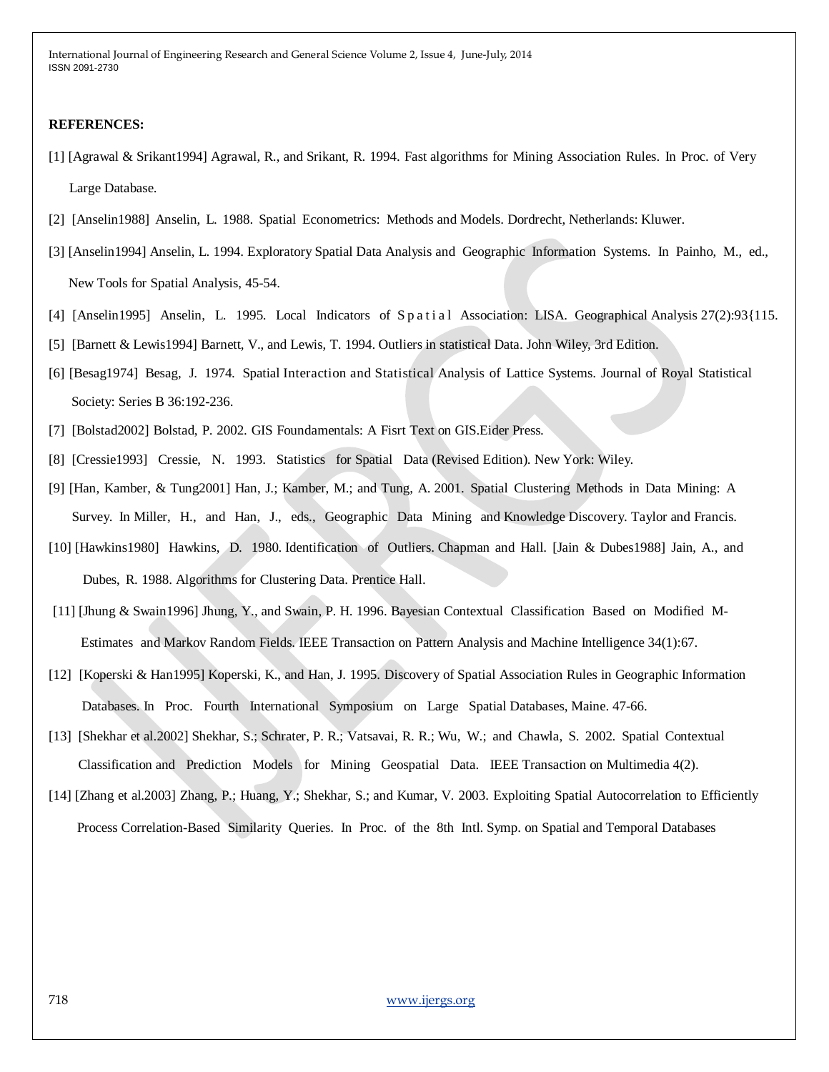**REFERENCES:**

[1] [Agrawal & Srikant1994] Agrawal, R., and Srikant, R. 1994. Fast algorithms for Mining Association Rules. In Proc. of Very Large Database.

[2] [Anselin1988] Anselin, L. 1988. Spatial Econometrics: Methods and Models. Dordrecht, Netherlands: Kluwer.

[3] [Anselin1994] Anselin, L. 1994. Exploratory Spatial Data Analysis and Geographic Information Systems. In Painho, M., ed., New Tools for Spatial Analysis, 45-54.

[4] [Anselin1995] Anselin, L. 1995. Local Indicators of Spatial Association: LISA. Geographical Analysis 27(2):93{115.

[5] [Barnett & Lewis1994] Barnett, V., and Lewis, T. 1994. Outliers in statistical Data. John Wiley, 3rd Edition.

[6] [Besag1974] Besag, J. 1974. Spatial Interaction and Statistical Analysis of Lattice Systems. Journal of Royal Statistical Society: Series B 36:192-236.

[7] [Bolstad2002] Bolstad, P. 2002. GIS Foundamentals: A Fisrt Text on GIS.Eider Press.

[8] [Cressie1993] Cressie, N. 1993. Statistics for Spatial Data (Revised Edition). New York: Wiley.

[9] [Han, Kamber, & Tung2001] Han, J.; Kamber, M.; and Tung, A. 2001. Spatial Clustering Methods in Data Mining: A Survey. In Miller, H., and Han, J., eds., Geographic Data Mining and Knowledge Discovery. Taylor and Francis.

[10] [Hawkins1980] Hawkins, D. 1980. Identification of Outliers. Chapman and Hall. [Jain & Dubes1988] Jain, A., and Dubes, R. 1988. Algorithms for Clustering Data. Prentice Hall.

[11] [Jhung & Swain1996] Jhung, Y., and Swain, P. H. 1996. Bayesian Contextual Classification Based on Modified M-Estimates and Markov Random Fields. IEEE Transaction on Pattern Analysis and Machine Intelligence 34(1):67.

[12] [Koperski & Han1995] Koperski, K., and Han, J. 1995. Discovery of Spatial Association Rules in Geographic Information Databases. In Proc. Fourth International Symposium on Large Spatial Databases, Maine. 47-66.

[13] [Shekhar et al.2002] Shekhar, S.; Schrater, P. R.; Vatsavai, R. R.; Wu, W.; and Chawla, S. 2002. Spatial Contextual Classification and Prediction Models for Mining Geospatial Data. IEEE Transaction on Multimedia 4(2).

[14] [Zhang et al.2003] Zhang, P.; Huang, Y.; Shekhar, S.; and Kumar, V. 2003. Exploiting Spatial Autocorrelation to Efficiently Process Correlation-Based Similarity Queries. In Proc. of the 8th Intl. Symp. on Spatial and Temporal Databases